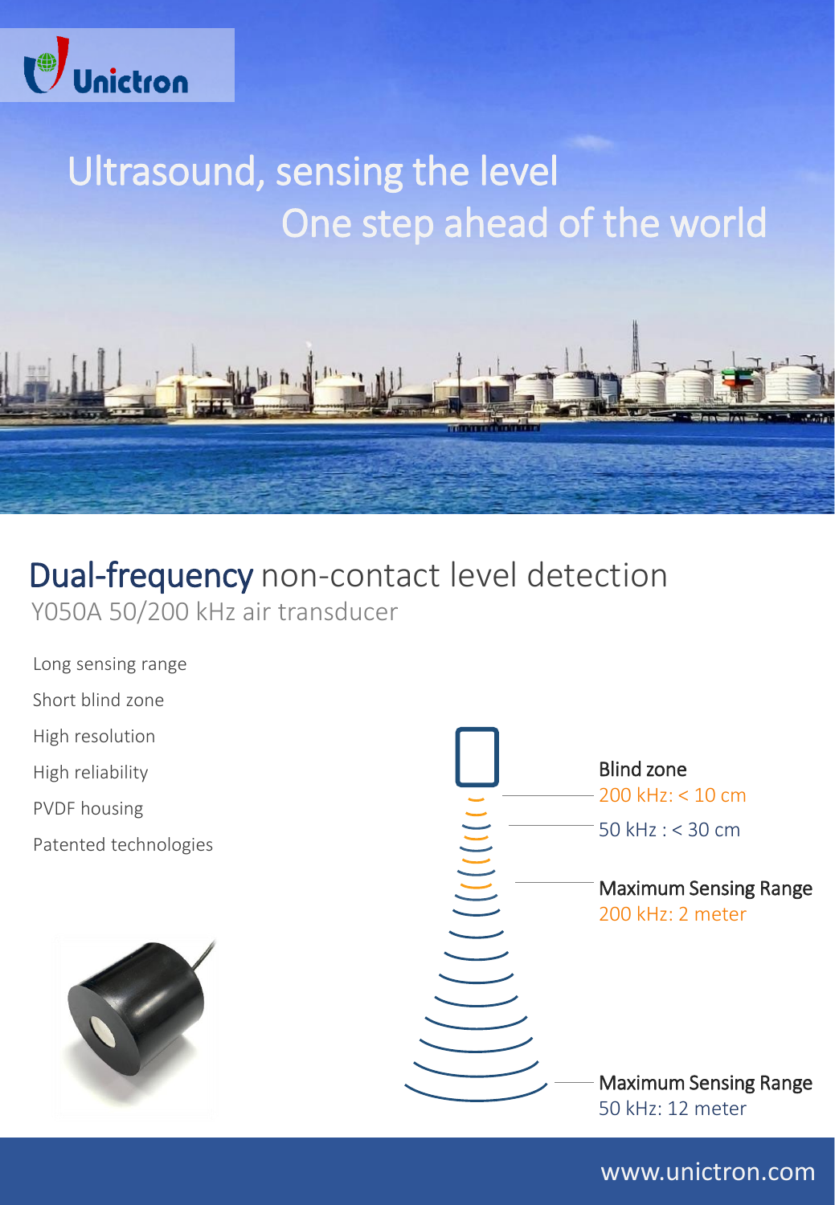Unictron

# Ultrasound, sensing the level

## One step ahead of the world

## Dual-frequency non-contact level detection

Y050A 50/200 kHz air transducer

- Long sensing range
- Short blind zone
- High resolution
- High reliability
- PVDF housing
- Patented technologies

**Blind zone**

200 kHz: < 10 cm

50 kHz : < 30 cm

**Maximum Sensing Range**

200 kHz: 2 meter

**Maximum Sensing Range**

50 kHz: 12 meter

www.unictron.com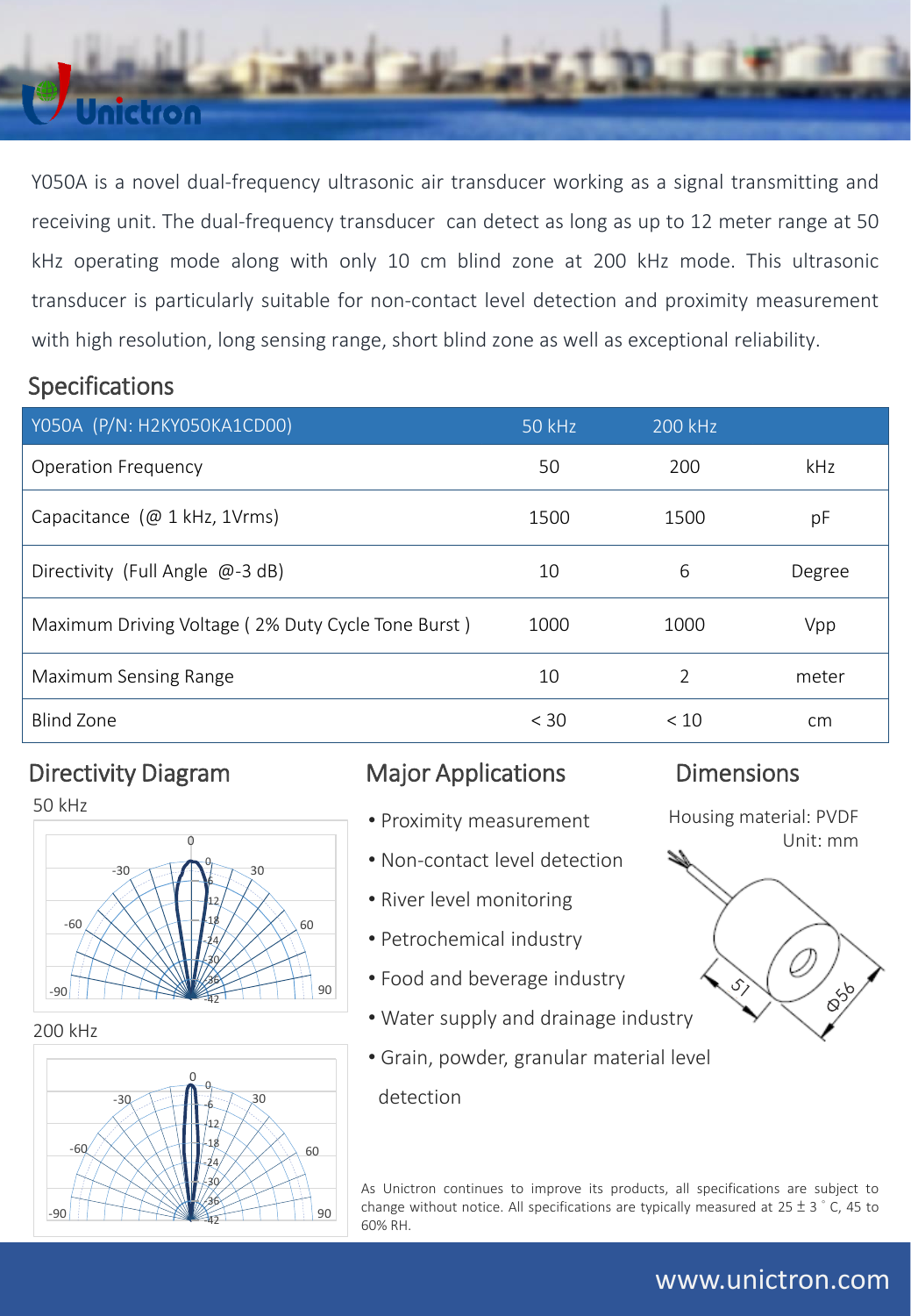Y050A is a novel dual-frequency ultrasonic air transducer working as a signal transmitting and receiving unit. The dual-frequency transducer can detect as long as up to 12 meter range at 50 kHz operating mode along with only 10 cm blind zone at 200 kHz mode. This ultrasonic transducer is particularly suitable for non-contact level detection and proximity measurement with high resolution, long sensing range, short blind zone as well as exceptional reliability.

## Specifications

| Y050A (P/N: H2KY050KA1CD00) | 50 kHz | 200 kHz | |
|---|---|---|---|
| Operation Frequency | 50 | 200 | kHz |
| Capacitance (@ 1 kHz, 1Vrms) | 1500 | 1500 | pF |
| Directivity (Full Angle @-3 dB) | 10 | 6 | Degree |
| Maximum Driving Voltage ( 2% Duty Cycle Tone Burst ) | 1000 | 1000 | Vpp |
| Maximum Sensing Range | 10 | 2 | meter |
| Blind Zone | < 30 | < 10 | cm |

## Directivity Diagram

50 kHz

0
-30 30
-60 60
-90 90
0 6 12 18 24 30 36 42

200 kHz

0
-30 30
-60 60
-90 90
0 6 12 18 24 30 36 42

## Major Applications

- Proximity measurement
- Non-contact level detection
- River level monitoring
- Petrochemical industry
- Food and beverage industry
- Water supply and drainage industry
- Grain, powder, granular material level detection

## Dimensions

Housing material: PVDF

Unit: mm

51

Φ56

As Unictron continues to improve its products, all specifications are subject to change without notice. All specifications are typically measured at 25 ± 3 ° C, 45 to 60% RH.

www.unictron.com